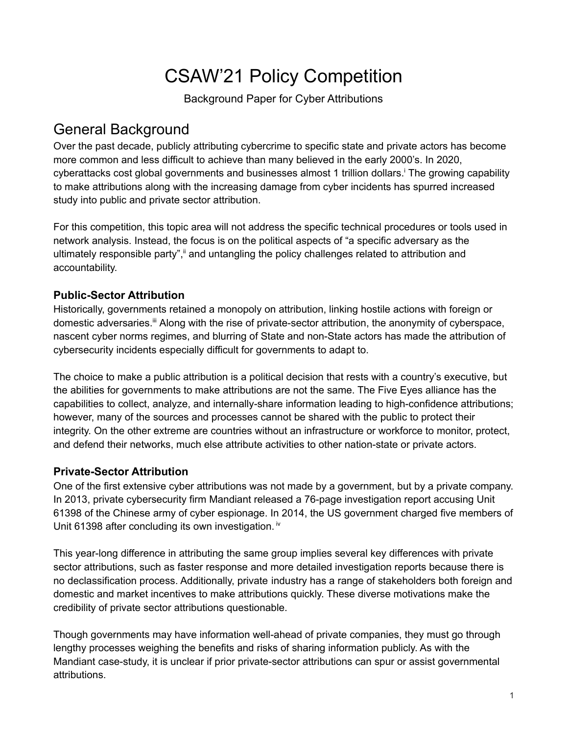# CSAW'21 Policy Competition

Background Paper for Cyber Attributions

## General Background

Over the past decade, publicly attributing cybercrime to specific state and private actors has become more common and less difficult to achieve than many believed in the early 2000's. In 2020, cyberattacks cost global governments and businesses almost 1 trillion dollars.[i] The growing capability to make attributions along with the increasing damage from cyber incidents has spurred increased study into public and private sector attribution.

For this competition, this topic area will not address the specific technical procedures or tools used in network analysis. Instead, the focus is on the political aspects of "a specific adversary as the ultimately responsible party",[ii] and untangling the policy challenges related to attribution and accountability.

### Public-Sector Attribution

Historically, governments retained a monopoly on attribution, linking hostile actions with foreign or domestic adversaries.[iii] Along with the rise of private-sector attribution, the anonymity of cyberspace, nascent cyber norms regimes, and blurring of State and non-State actors has made the attribution of cybersecurity incidents especially difficult for governments to adapt to.

The choice to make a public attribution is a political decision that rests with a country's executive, but the abilities for governments to make attributions are not the same. The Five Eyes alliance has the capabilities to collect, analyze, and internally-share information leading to high-confidence attributions; however, many of the sources and processes cannot be shared with the public to protect their integrity. On the other extreme are countries without an infrastructure or workforce to monitor, protect, and defend their networks, much else attribute activities to other nation-state or private actors.

### Private-Sector Attribution

One of the first extensive cyber attributions was not made by a government, but by a private company. In 2013, private cybersecurity firm Mandiant released a 76-page investigation report accusing Unit 61398 of the Chinese army of cyber espionage. In 2014, the US government charged five members of Unit 61398 after concluding its own investigation.[iv]

This year-long difference in attributing the same group implies several key differences with private sector attributions, such as faster response and more detailed investigation reports because there is no declassification process. Additionally, private industry has a range of stakeholders both foreign and domestic and market incentives to make attributions quickly. These diverse motivations make the credibility of private sector attributions questionable.

Though governments may have information well-ahead of private companies, they must go through lengthy processes weighing the benefits and risks of sharing information publicly. As with the Mandiant case-study, it is unclear if prior private-sector attributions can spur or assist governmental attributions.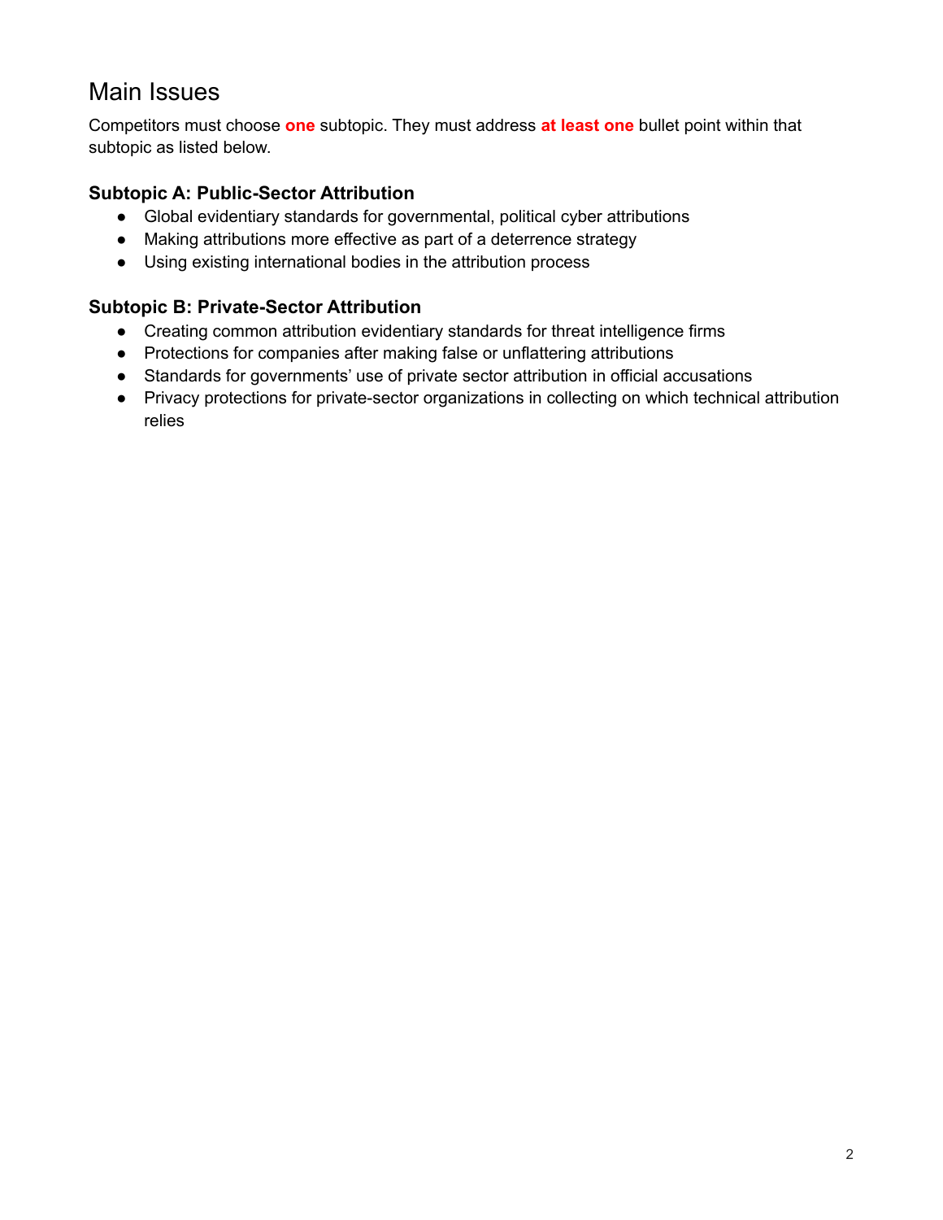## Main Issues

Competitors must choose **one** subtopic. They must address **at least one** bullet point within that subtopic as listed below.

### Subtopic A: Public-Sector Attribution

- Global evidentiary standards for governmental, political cyber attributions
- Making attributions more effective as part of a deterrence strategy
- Using existing international bodies in the attribution process

### Subtopic B: Private-Sector Attribution

- Creating common attribution evidentiary standards for threat intelligence firms
- Protections for companies after making false or unflattering attributions
- Standards for governments' use of private sector attribution in official accusations
- Privacy protections for private-sector organizations in collecting on which technical attribution relies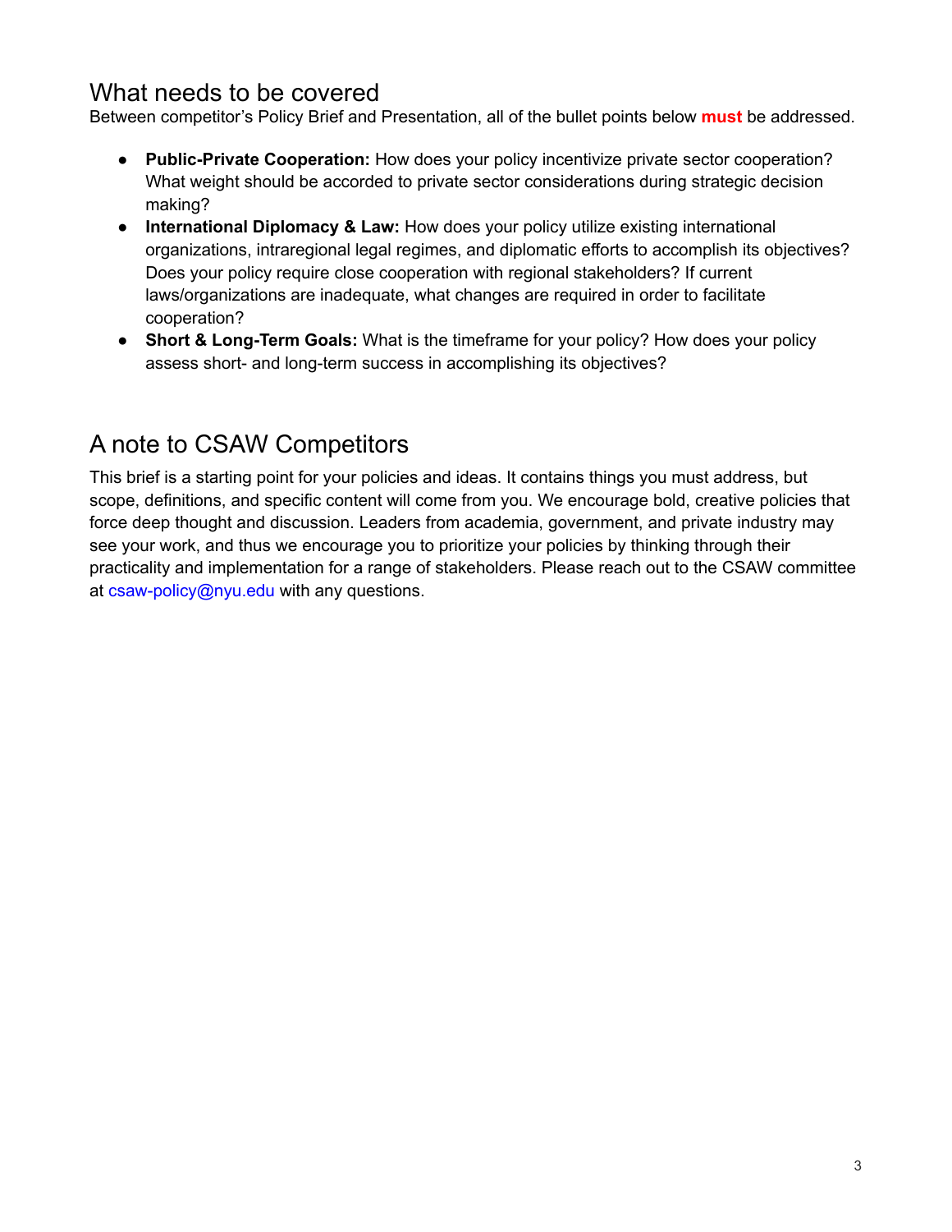## What needs to be covered

Between competitor's Policy Brief and Presentation, all of the bullet points below **must** be addressed.

- **Public-Private Cooperation:** How does your policy incentivize private sector cooperation? What weight should be accorded to private sector considerations during strategic decision making?
- **International Diplomacy & Law:** How does your policy utilize existing international organizations, intraregional legal regimes, and diplomatic efforts to accomplish its objectives? Does your policy require close cooperation with regional stakeholders? If current laws/organizations are inadequate, what changes are required in order to facilitate cooperation?
- **Short & Long-Term Goals:** What is the timeframe for your policy? How does your policy assess short- and long-term success in accomplishing its objectives?

## A note to CSAW Competitors

This brief is a starting point for your policies and ideas. It contains things you must address, but scope, definitions, and specific content will come from you. We encourage bold, creative policies that force deep thought and discussion. Leaders from academia, government, and private industry may see your work, and thus we encourage you to prioritize your policies by thinking through their practicality and implementation for a range of stakeholders. Please reach out to the CSAW committee at csaw-policy@nyu.edu with any questions.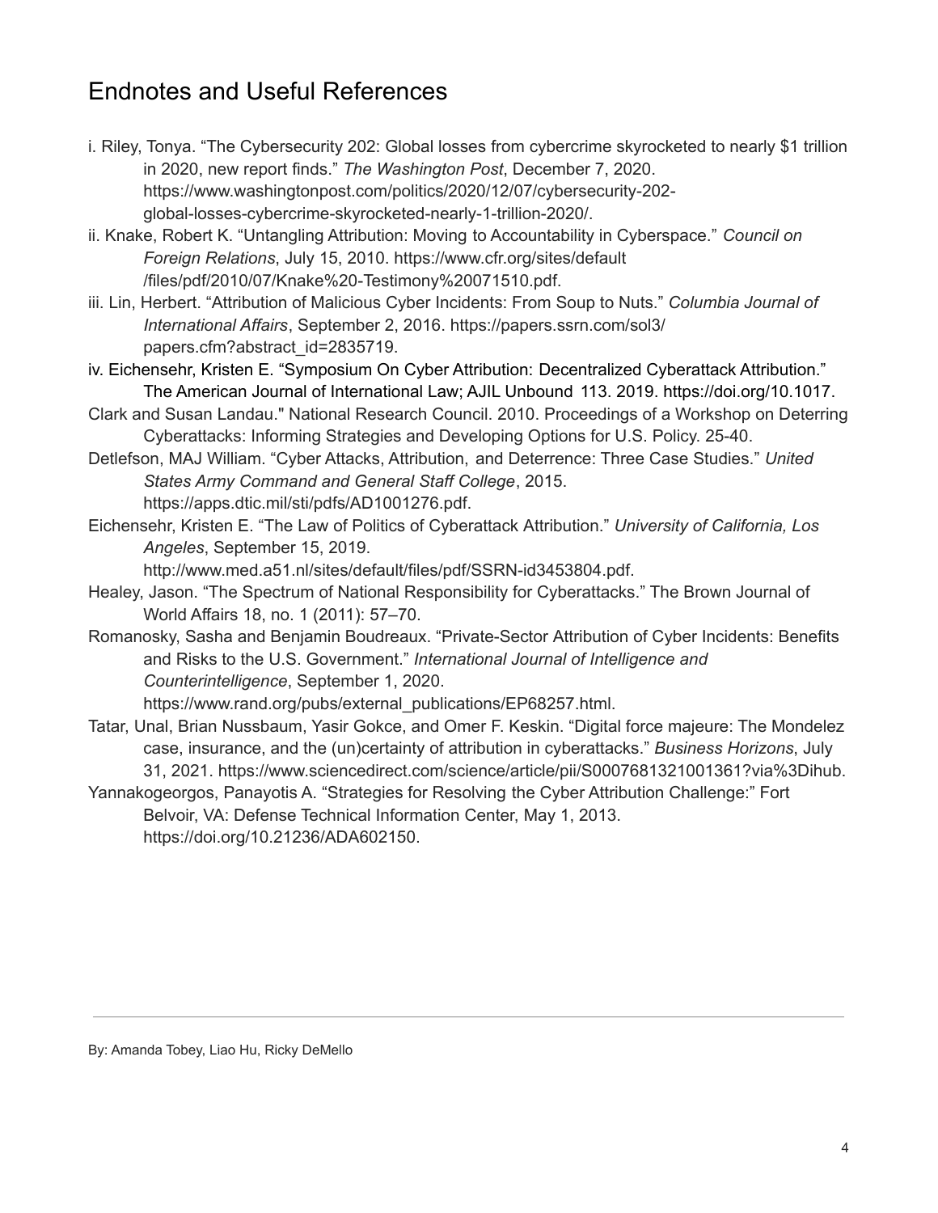## Endnotes and Useful References

i. Riley, Tonya. "The Cybersecurity 202: Global losses from cybercrime skyrocketed to nearly $1 trillion in 2020, new report finds." *The Washington Post*, December 7, 2020. https://www.washingtonpost.com/politics/2020/12/07/cybersecurity-202-global-losses-cybercrime-skyrocketed-nearly-1-trillion-2020/.

ii. Knake, Robert K. "Untangling Attribution: Moving to Accountability in Cyberspace." *Council on Foreign Relations*, July 15, 2010. https://www.cfr.org/sites/default/files/pdf/2010/07/Knake%20-Testimony%2007151O.pdf.

iii. Lin, Herbert. "Attribution of Malicious Cyber Incidents: From Soup to Nuts." *Columbia Journal of International Affairs*, September 2, 2016. https://papers.ssrn.com/sol3/papers.cfm?abstract_id=2835719.

iv. Eichensehr, Kristen E. "Symposium On Cyber Attribution: Decentralized Cyberattack Attribution." The American Journal of International Law; AJIL Unbound 113. 2019. https://doi.org/10.1017.

Clark and Susan Landau." National Research Council. 2010. Proceedings of a Workshop on Deterring Cyberattacks: Informing Strategies and Developing Options for U.S. Policy. 25-40.

Detlefson, MAJ William. "Cyber Attacks, Attribution, and Deterrence: Three Case Studies." *United States Army Command and General Staff College*, 2015. https://apps.dtic.mil/sti/pdfs/AD1001276.pdf.

Eichensehr, Kristen E. "The Law of Politics of Cyberattack Attribution." *University of California, Los Angeles*, September 15, 2019. http://www.med.a51.nl/sites/default/files/pdf/SSRN-id3453804.pdf.

Healey, Jason. "The Spectrum of National Responsibility for Cyberattacks." The Brown Journal of World Affairs 18, no. 1 (2011): 57–70.

Romanosky, Sasha and Benjamin Boudreaux. "Private-Sector Attribution of Cyber Incidents: Benefits and Risks to the U.S. Government." *International Journal of Intelligence and Counterintelligence*, September 1, 2020. https://www.rand.org/pubs/external_publications/EP68257.html.

Tatar, Unal, Brian Nussbaum, Yasir Gokce, and Omer F. Keskin. "Digital force majeure: The Mondelez case, insurance, and the (un)certainty of attribution in cyberattacks." *Business Horizons*, July 31, 2021. https://www.sciencedirect.com/science/article/pii/S0007681321001361?via%3Dihub.

Yannakogeorgos, Panayotis A. "Strategies for Resolving the Cyber Attribution Challenge:" Fort Belvoir, VA: Defense Technical Information Center, May 1, 2013. https://doi.org/10.21236/ADA602150.

---

By: Amanda Tobey, Liao Hu, Ricky DeMello